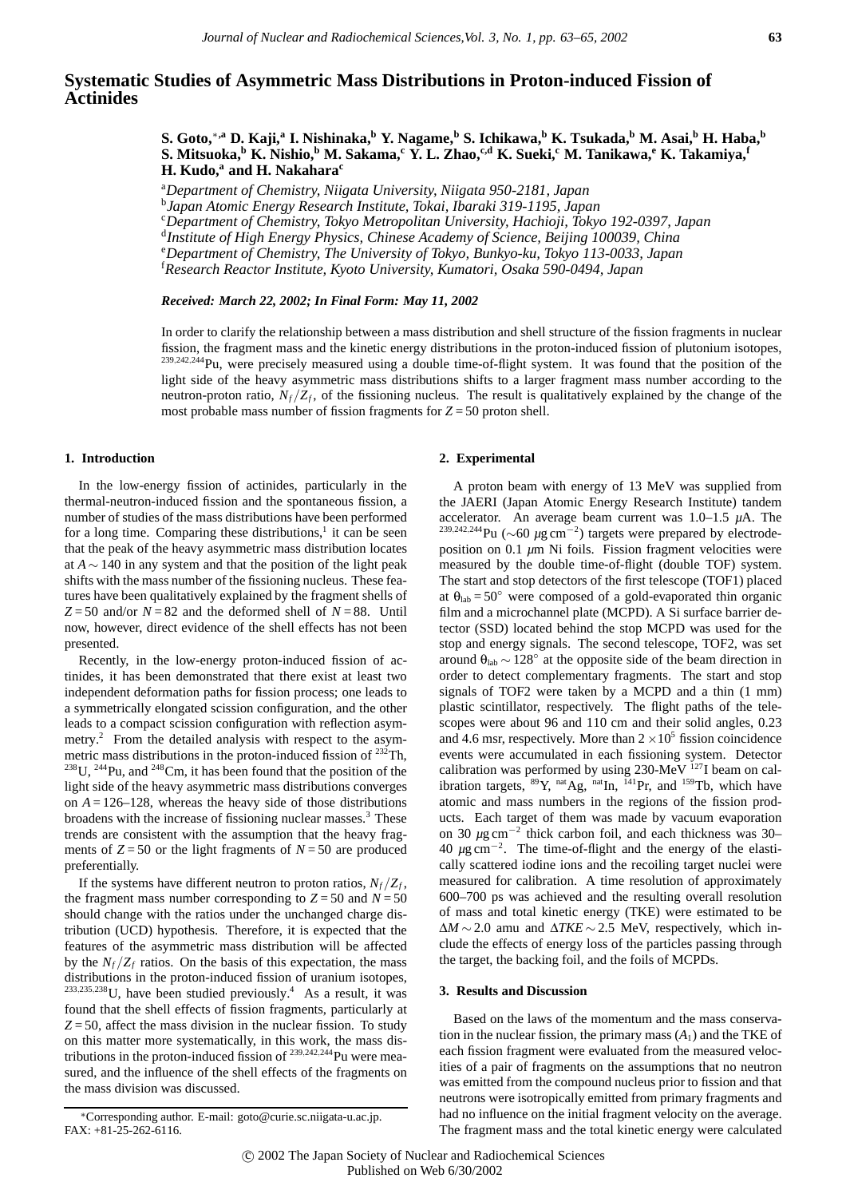# Systematic Studies of Asymmetric Mass Distributions in Proton-induced Fission of Actinides

**S. Goto,[*,a] D. Kaji,[a] I. Nishinaka,[b] Y. Nagame,[b] S. Ichikawa,[b] K. Tsukada,[b] M. Asai,[b] H. Haba,[b] S. Mitsuoka,[b] K. Nishio,[b] M. Sakama,[c] Y. L. Zhao,[c,d] K. Sueki,[c] M. Tanikawa,[e] K. Takamiya,[f] H. Kudo,[a] and H. Nakahara[c]**

[a]*Department of Chemistry, Niigata University, Niigata 950-2181, Japan*
[b]*Japan Atomic Energy Research Institute, Tokai, Ibaraki 319-1195, Japan*
[c]*Department of Chemistry, Tokyo Metropolitan University, Hachioji, Tokyo 192-0397, Japan*
[d]*Institute of High Energy Physics, Chinese Academy of Science, Beijing 100039, China*
[e]*Department of Chemistry, The University of Tokyo, Bunkyo-ku, Tokyo 113-0033, Japan*
[f]*Research Reactor Institute, Kyoto University, Kumatori, Osaka 590-0494, Japan*

***Received: March 22, 2002; In Final Form: May 11, 2002***

In order to clarify the relationship between a mass distribution and shell structure of the fission fragments in nuclear fission, the fragment mass and the kinetic energy distributions in the proton-induced fission of plutonium isotopes, $^{239,242,244}$Pu, were precisely measured using a double time-of-flight system. It was found that the position of the light side of the heavy asymmetric mass distributions shifts to a larger fragment mass number according to the neutron-proton ratio, $N_f/Z_f$, of the fissioning nucleus. The result is qualitatively explained by the change of the most probable mass number of fission fragments for $Z = 50$ proton shell.

## 1. Introduction

In the low-energy fission of actinides, particularly in the thermal-neutron-induced fission and the spontaneous fission, a number of studies of the mass distributions have been performed for a long time. Comparing these distributions,[1] it can be seen that the peak of the heavy asymmetric mass distribution locates at $A \sim 140$ in any system and that the position of the light peak shifts with the mass number of the fissioning nucleus. These features have been qualitatively explained by the fragment shells of $Z = 50$ and/or $N = 82$ and the deformed shell of $N = 88$. Until now, however, direct evidence of the shell effects has not been presented.

Recently, in the low-energy proton-induced fission of actinides, it has been demonstrated that there exist at least two independent deformation paths for fission process; one leads to a symmetrically elongated scission configuration, and the other leads to a compact scission configuration with reflection asymmetry.[2] From the detailed analysis with respect to the asymmetric mass distributions in the proton-induced fission of $^{232}$Th, $^{238}$U, $^{244}$Pu, and $^{248}$Cm, it has been found that the position of the light side of the heavy asymmetric mass distributions converges on $A = 126$–$128$, whereas the heavy side of those distributions broadens with the increase of fissioning nuclear masses.[3] These trends are consistent with the assumption that the heavy fragments of $Z = 50$ or the light fragments of $N = 50$ are produced preferentially.

If the systems have different neutron to proton ratios, $N_f/Z_f$, the fragment mass number corresponding to $Z = 50$ and $N = 50$ should change with the ratios under the unchanged charge distribution (UCD) hypothesis. Therefore, it is expected that the features of the asymmetric mass distribution will be affected by the $N_f/Z_f$ ratios. On the basis of this expectation, the mass distributions in the proton-induced fission of uranium isotopes, $^{233,235,238}$U, have been studied previously.[4] As a result, it was found that the shell effects of fission fragments, particularly at $Z = 50$, affect the mass division in the nuclear fission. To study on this matter more systematically, in this work, the mass distributions in the proton-induced fission of $^{239,242,244}$Pu were measured, and the influence of the shell effects of the fragments on the mass division was discussed.

## 2. Experimental

A proton beam with energy of 13 MeV was supplied from the JAERI (Japan Atomic Energy Research Institute) tandem accelerator. An average beam current was 1.0–1.5 $\mu$A. The $^{239,242,244}$Pu ($\sim$60 $\mu$g cm$^{-2}$) targets were prepared by electrodeposition on 0.1 $\mu$m Ni foils. Fission fragment velocities were measured by the double time-of-flight (double TOF) system. The start and stop detectors of the first telescope (TOF1) placed at $\theta_{lab} = 50°$ were composed of a gold-evaporated thin organic film and a microchannel plate (MCPD). A Si surface barrier detector (SSD) located behind the stop MCPD was used for the stop and energy signals. The second telescope, TOF2, was set around $\theta_{lab} \sim 128°$ at the opposite side of the beam direction in order to detect complementary fragments. The start and stop signals of TOF2 were taken by a MCPD and a thin (1 mm) plastic scintillator, respectively. The flight paths of the telescopes were about 96 and 110 cm and their solid angles, 0.23 and 4.6 msr, respectively. More than $2 \times 10^5$ fission coincidence events were accumulated in each fissioning system. Detector calibration was performed by using 230-MeV $^{127}$I beam on calibration targets, $^{89}$Y, $^{nat}$Ag, $^{nat}$In, $^{141}$Pr, and $^{159}$Tb, which have atomic and mass numbers in the regions of the fission products. Each target of them was made by vacuum evaporation on 30 $\mu$g cm$^{-2}$ thick carbon foil, and each thickness was 30–40 $\mu$g cm$^{-2}$. The time-of-flight and the energy of the elastically scattered iodine ions and the recoiling target nuclei were measured for calibration. A time resolution of approximately 600–700 ps was achieved and the resulting overall resolution of mass and total kinetic energy (TKE) were estimated to be $\Delta M \sim 2.0$ amu and $\Delta TKE \sim 2.5$ MeV, respectively, which include the effects of energy loss of the particles passing through the target, the backing foil, and the foils of MCPDs.

## 3. Results and Discussion

Based on the laws of the momentum and the mass conservation in the nuclear fission, the primary mass ($A_1$) and the TKE of each fission fragment were evaluated from the measured velocities of a pair of fragments on the assumptions that no neutron was emitted from the compound nucleus prior to fission and that neutrons were isotropically emitted from primary fragments and had no influence on the initial fragment velocity on the average. The fragment mass and the total kinetic energy were calculated

*Corresponding author. E-mail: goto@curie.sc.niigata-u.ac.jp. FAX: +81-25-262-6116.

© 2002 The Japan Society of Nuclear and Radiochemical Sciences
Published on Web 6/30/2002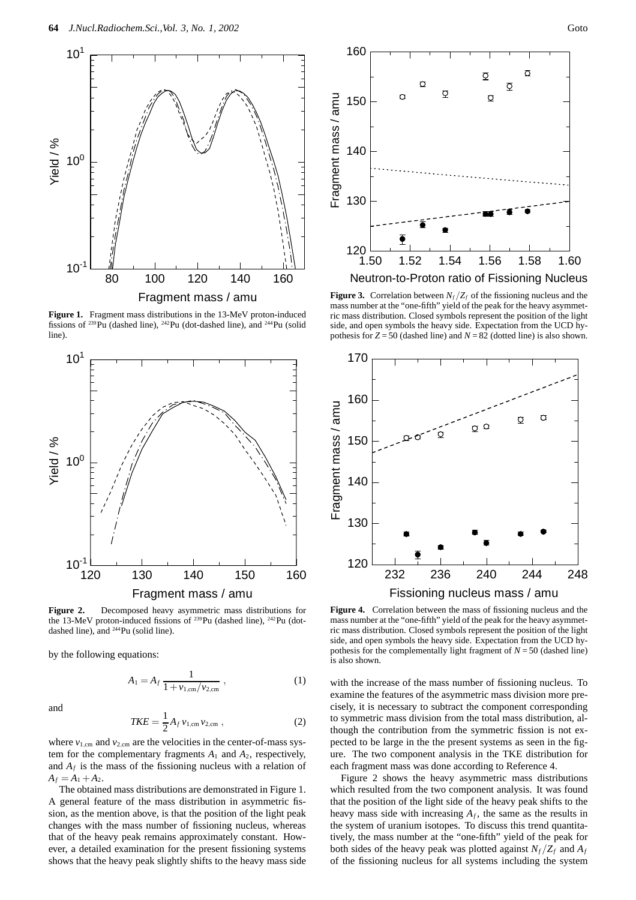**Figure 1.** Fragment mass distributions in the 13-MeV proton-induced fissions of $^{239}$Pu (dashed line), $^{242}$Pu (dot-dashed line), and $^{244}$Pu (solid line).

**Figure 2.** Decomposed heavy asymmetric mass distributions for the 13-MeV proton-induced fissions of $^{239}$Pu (dashed line), $^{242}$Pu (dot-dashed line), and $^{244}$Pu (solid line).

by the following equations:

$$A_1 = A_f \frac{1}{1 + v_{1,\mathrm{cm}}/v_{2,\mathrm{cm}}} , \quad (1)$$

and

$$TKE = \frac{1}{2} A_f \, v_{1,\mathrm{cm}} \, v_{2,\mathrm{cm}} , \quad (2)$$

where $v_{1,\mathrm{cm}}$ and $v_{2,\mathrm{cm}}$ are the velocities in the center-of-mass system for the complementary fragments $A_1$ and $A_2$, respectively, and $A_f$ is the mass of the fissioning nucleus with a relation of $A_f = A_1 + A_2$.

The obtained mass distributions are demonstrated in Figure 1. A general feature of the mass distribution in asymmetric fission, as the mention above, is that the position of the light peak changes with the mass number of fissioning nucleus, whereas that of the heavy peak remains approximately constant. However, a detailed examination for the present fissioning systems shows that the heavy peak slightly shifts to the heavy mass side with the increase of the mass number of fissioning nucleus. To examine the features of the asymmetric mass division more precisely, it is necessary to subtract the component corresponding to symmetric mass division from the total mass distribution, although the contribution from the symmetric fission is not expected to be large in the the present systems as seen in the figure. The two component analysis in the TKE distribution for each fragment mass was done according to Reference 4.

Figure 2 shows the heavy asymmetric mass distributions which resulted from the two component analysis. It was found that the position of the light side of the heavy peak shifts to the heavy mass side with increasing $A_f$, the same as the results in the system of uranium isotopes. To discuss this trend quantitatively, the mass number at the "one-fifth" yield of the peak for both sides of the heavy peak was plotted against $N_f/Z_f$ and $A_f$ of the fissioning nucleus for all systems including the system

**Figure 3.** Correlation between $N_f/Z_f$ of the fissioning nucleus and the mass number at the "one-fifth" yield of the peak for the heavy asymmetric mass distribution. Closed symbols represent the position of the light side, and open symbols the heavy side. Expectation from the UCD hypothesis for $Z = 50$ (dashed line) and $N = 82$ (dotted line) is also shown.

**Figure 4.** Correlation between the mass of fissioning nucleus and the mass number at the "one-fifth" yield of the peak for the heavy asymmetric mass distribution. Closed symbols represent the position of the light side, and open symbols the heavy side. Expectation from the UCD hypothesis for the complementally light fragment of $N = 50$ (dashed line) is also shown.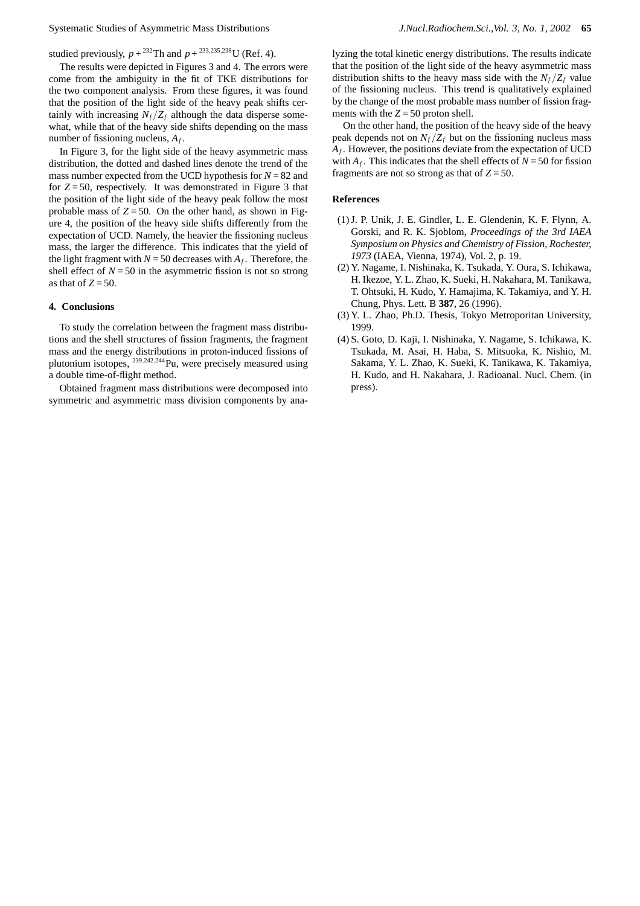studied previously, $p + {}^{232}$Th and $p + {}^{233,235,238}$U (Ref. 4).

The results were depicted in Figures 3 and 4. The errors were come from the ambiguity in the fit of TKE distributions for the two component analysis. From these figures, it was found that the position of the light side of the heavy peak shifts certainly with increasing $N_f/Z_f$ although the data disperse somewhat, while that of the heavy side shifts depending on the mass number of fissioning nucleus, $A_f$.

In Figure 3, for the light side of the heavy asymmetric mass distribution, the dotted and dashed lines denote the trend of the mass number expected from the UCD hypothesis for $N = 82$ and for $Z = 50$, respectively. It was demonstrated in Figure 3 that the position of the light side of the heavy peak follow the most probable mass of $Z = 50$. On the other hand, as shown in Figure 4, the position of the heavy side shifts differently from the expectation of UCD. Namely, the heavier the fissioning nucleus mass, the larger the difference. This indicates that the yield of the light fragment with $N = 50$ decreases with $A_f$. Therefore, the shell effect of $N = 50$ in the asymmetric fission is not so strong as that of $Z = 50$.

## 4. Conclusions

To study the correlation between the fragment mass distributions and the shell structures of fission fragments, the fragment mass and the energy distributions in proton-induced fissions of plutonium isotopes, ${}^{239,242,244}$Pu, were precisely measured using a double time-of-flight method.

Obtained fragment mass distributions were decomposed into symmetric and asymmetric mass division components by analyzing the total kinetic energy distributions. The results indicate that the position of the light side of the heavy asymmetric mass distribution shifts to the heavy mass side with the $N_f/Z_f$ value of the fissioning nucleus. This trend is qualitatively explained by the change of the most probable mass number of fission fragments with the $Z = 50$ proton shell.

On the other hand, the position of the heavy side of the heavy peak depends not on $N_f/Z_f$ but on the fissioning nucleus mass $A_f$. However, the positions deviate from the expectation of UCD with $A_f$. This indicates that the shell effects of $N = 50$ for fission fragments are not so strong as that of $Z = 50$.

## References

(1) J. P. Unik, J. E. Gindler, L. E. Glendenin, K. F. Flynn, A. Gorski, and R. K. Sjoblom, *Proceedings of the 3rd IAEA Symposium on Physics and Chemistry of Fission, Rochester, 1973* (IAEA, Vienna, 1974), Vol. 2, p. 19.

(2) Y. Nagame, I. Nishinaka, K. Tsukada, Y. Oura, S. Ichikawa, H. Ikezoe, Y. L. Zhao, K. Sueki, H. Nakahara, M. Tanikawa, T. Ohtsuki, H. Kudo, Y. Hamajima, K. Takamiya, and Y. H. Chung, Phys. Lett. B **387**, 26 (1996).

(3) Y. L. Zhao, Ph.D. Thesis, Tokyo Metropolitan University, 1999.

(4) S. Goto, D. Kaji, I. Nishinaka, Y. Nagame, S. Ichikawa, K. Tsukada, M. Asai, H. Haba, S. Mitsuoka, K. Nishio, M. Sakama, Y. L. Zhao, K. Sueki, K. Tanikawa, K. Takamiya, H. Kudo, and H. Nakahara, J. Radioanal. Nucl. Chem. (in press).